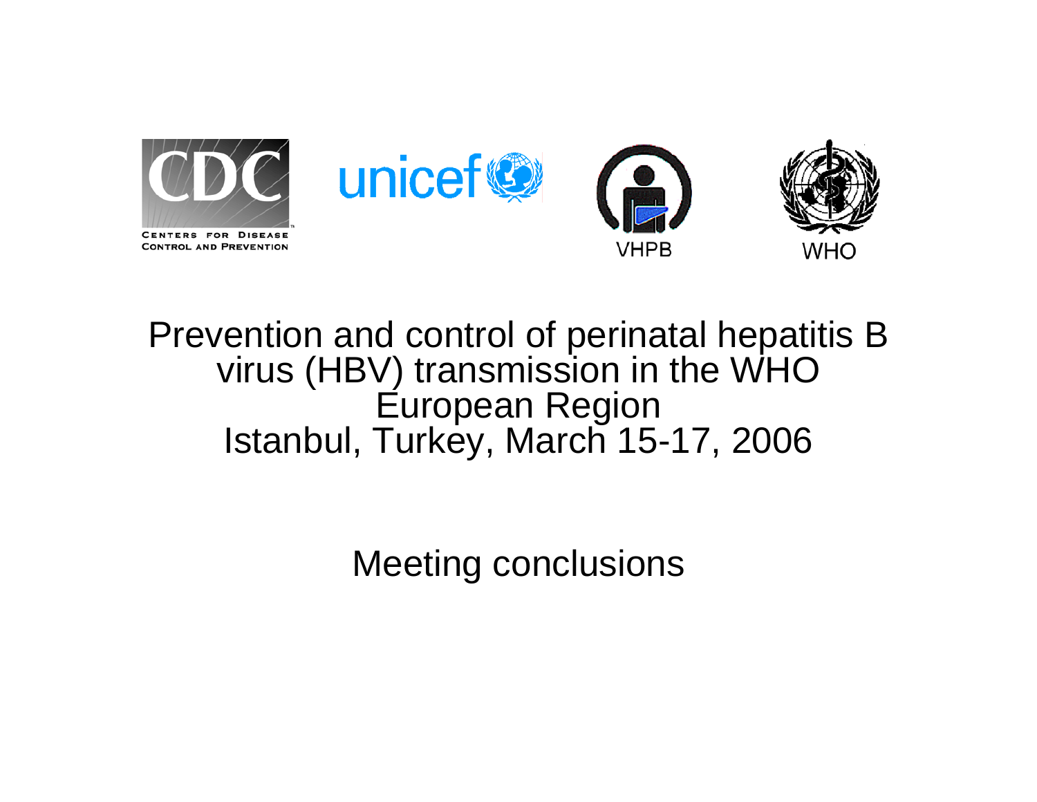CENTERS FOR DISEASE CONTROL AND PREVENTION

unicef

VHPB

WHO

# Prevention and control of perinatal hepatitis B virus (HBV) transmission in the WHO European Region

Istanbul, Turkey, March 15-17, 2006

## Meeting conclusions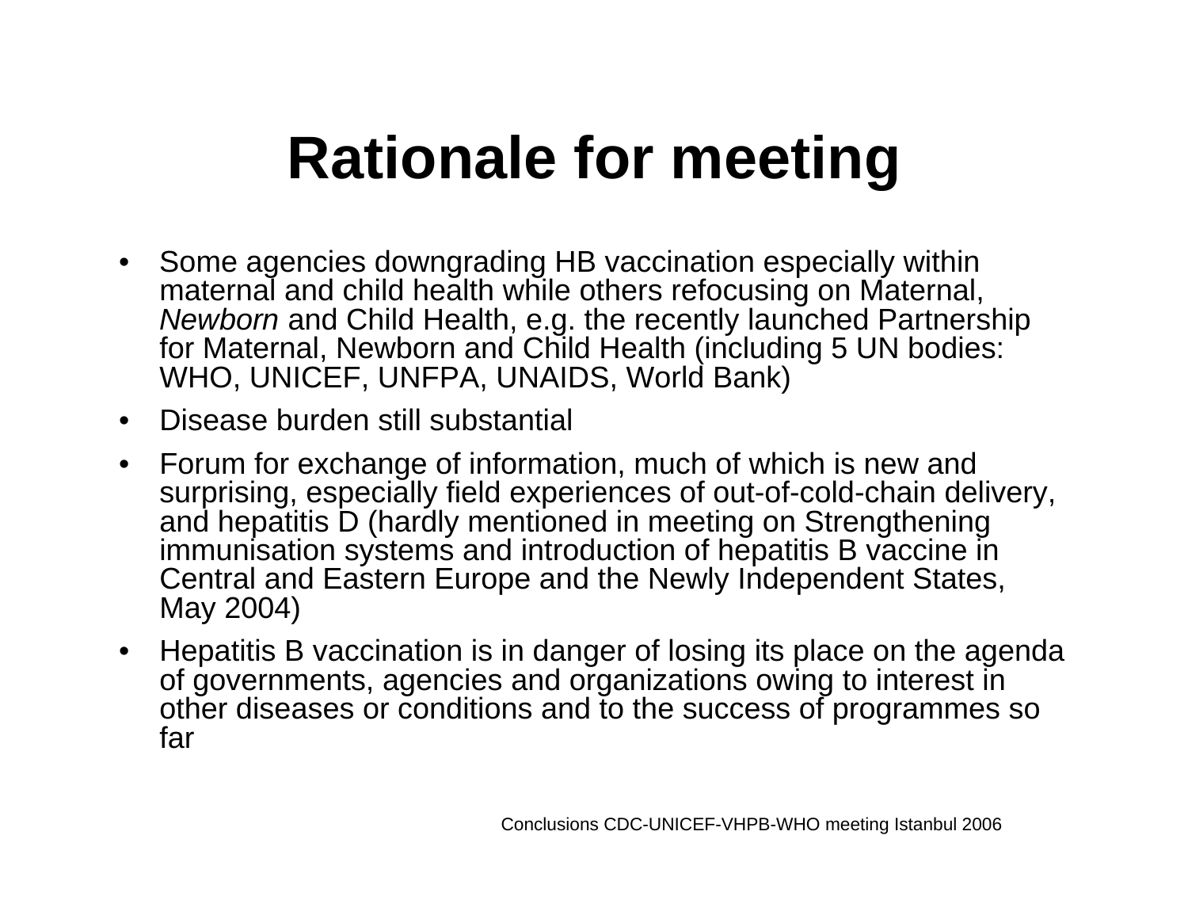# Rationale for meeting

- Some agencies downgrading HB vaccination especially within maternal and child health while others refocusing on Maternal, *Newborn* and Child Health, e.g. the recently launched Partnership for Maternal, Newborn and Child Health (including 5 UN bodies: WHO, UNICEF, UNFPA, UNAIDS, World Bank)
- Disease burden still substantial
- Forum for exchange of information, much of which is new and surprising, especially field experiences of out-of-cold-chain delivery, and hepatitis D (hardly mentioned in meeting on Strengthening immunisation systems and introduction of hepatitis B vaccine in Central and Eastern Europe and the Newly Independent States, May 2004)
- Hepatitis B vaccination is in danger of losing its place on the agenda of governments, agencies and organizations owing to interest in other diseases or conditions and to the success of programmes so far

Conclusions CDC-UNICEF-VHPB-WHO meeting Istanbul 2006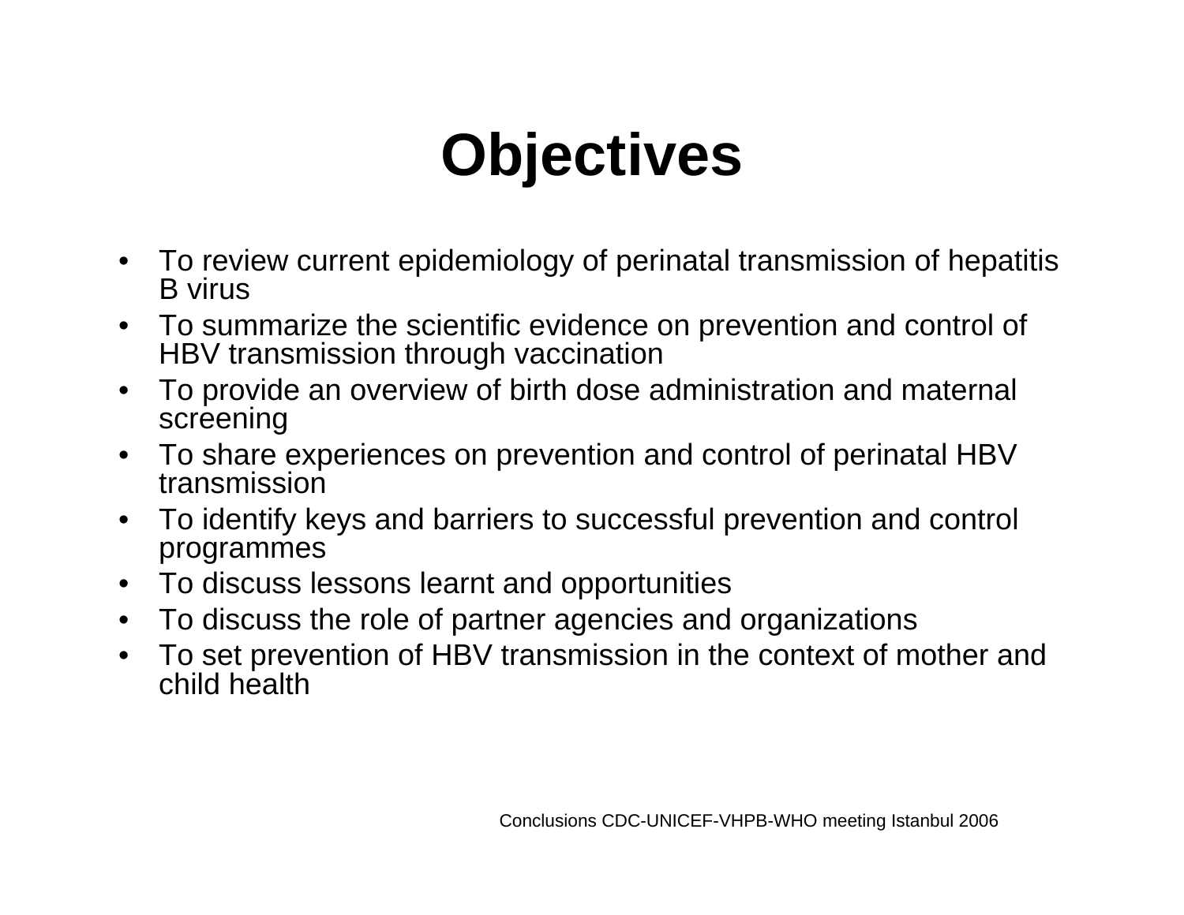# Objectives

- To review current epidemiology of perinatal transmission of hepatitis B virus
- To summarize the scientific evidence on prevention and control of HBV transmission through vaccination
- To provide an overview of birth dose administration and maternal screening
- To share experiences on prevention and control of perinatal HBV transmission
- To identify keys and barriers to successful prevention and control programmes
- To discuss lessons learnt and opportunities
- To discuss the role of partner agencies and organizations
- To set prevention of HBV transmission in the context of mother and child health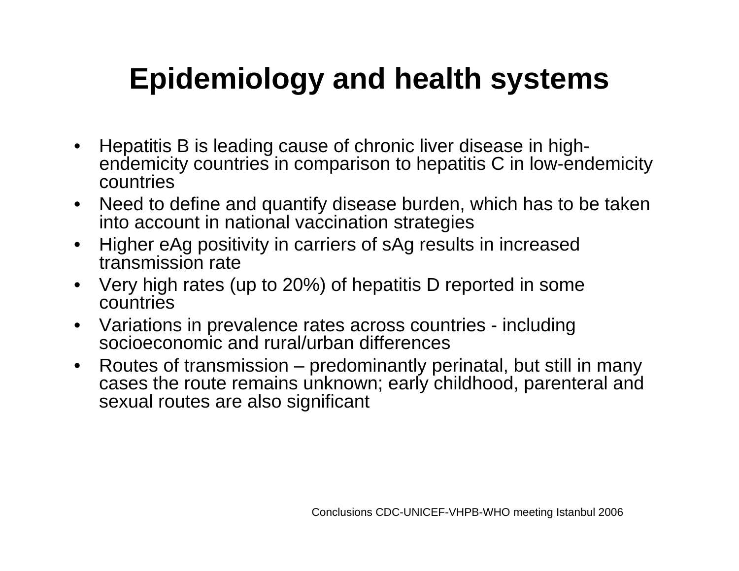# Epidemiology and health systems

- Hepatitis B is leading cause of chronic liver disease in high-endemicity countries in comparison to hepatitis C in low-endemicity countries
- Need to define and quantify disease burden, which has to be taken into account in national vaccination strategies
- Higher eAg positivity in carriers of sAg results in increased transmission rate
- Very high rates (up to 20%) of hepatitis D reported in some countries
- Variations in prevalence rates across countries - including socioeconomic and rural/urban differences
- Routes of transmission – predominantly perinatal, but still in many cases the route remains unknown; early childhood, parenteral and sexual routes are also significant

Conclusions CDC-UNICEF-VHPB-WHO meeting Istanbul 2006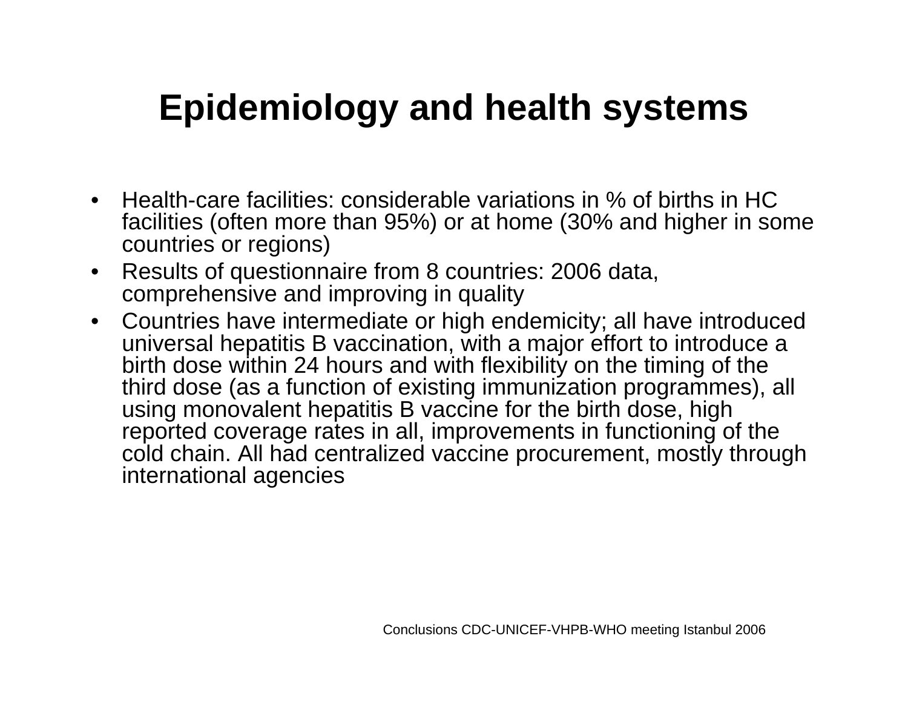# Epidemiology and health systems

- Health-care facilities: considerable variations in % of births in HC facilities (often more than 95%) or at home (30% and higher in some countries or regions)
- Results of questionnaire from 8 countries: 2006 data, comprehensive and improving in quality
- Countries have intermediate or high endemicity; all have introduced universal hepatitis B vaccination, with a major effort to introduce a birth dose within 24 hours and with flexibility on the timing of the third dose (as a function of existing immunization programmes), all using monovalent hepatitis B vaccine for the birth dose, high reported coverage rates in all, improvements in functioning of the cold chain. All had centralized vaccine procurement, mostly through international agencies

Conclusions CDC-UNICEF-VHPB-WHO meeting Istanbul 2006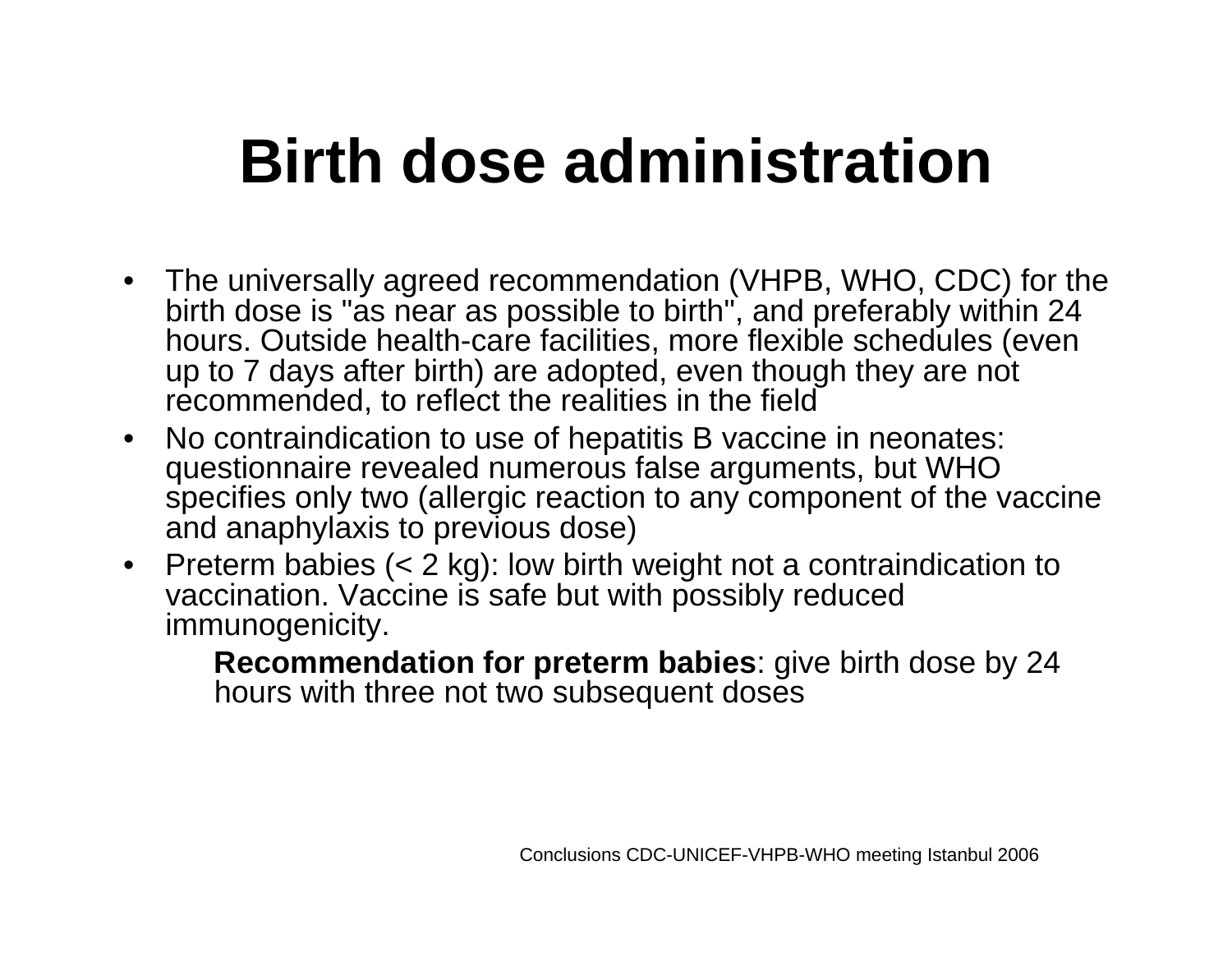# Birth dose administration

- The universally agreed recommendation (VHPB, WHO, CDC) for the birth dose is "as near as possible to birth", and preferably within 24 hours. Outside health-care facilities, more flexible schedules (even up to 7 days after birth) are adopted, even though they are not recommended, to reflect the realities in the field
- No contraindication to use of hepatitis B vaccine in neonates: questionnaire revealed numerous false arguments, but WHO specifies only two (allergic reaction to any component of the vaccine and anaphylaxis to previous dose)
- Preterm babies (< 2 kg): low birth weight not a contraindication to vaccination. Vaccine is safe but with possibly reduced immunogenicity.

  **Recommendation for preterm babies**: give birth dose by 24 hours with three not two subsequent doses

Conclusions CDC-UNICEF-VHPB-WHO meeting Istanbul 2006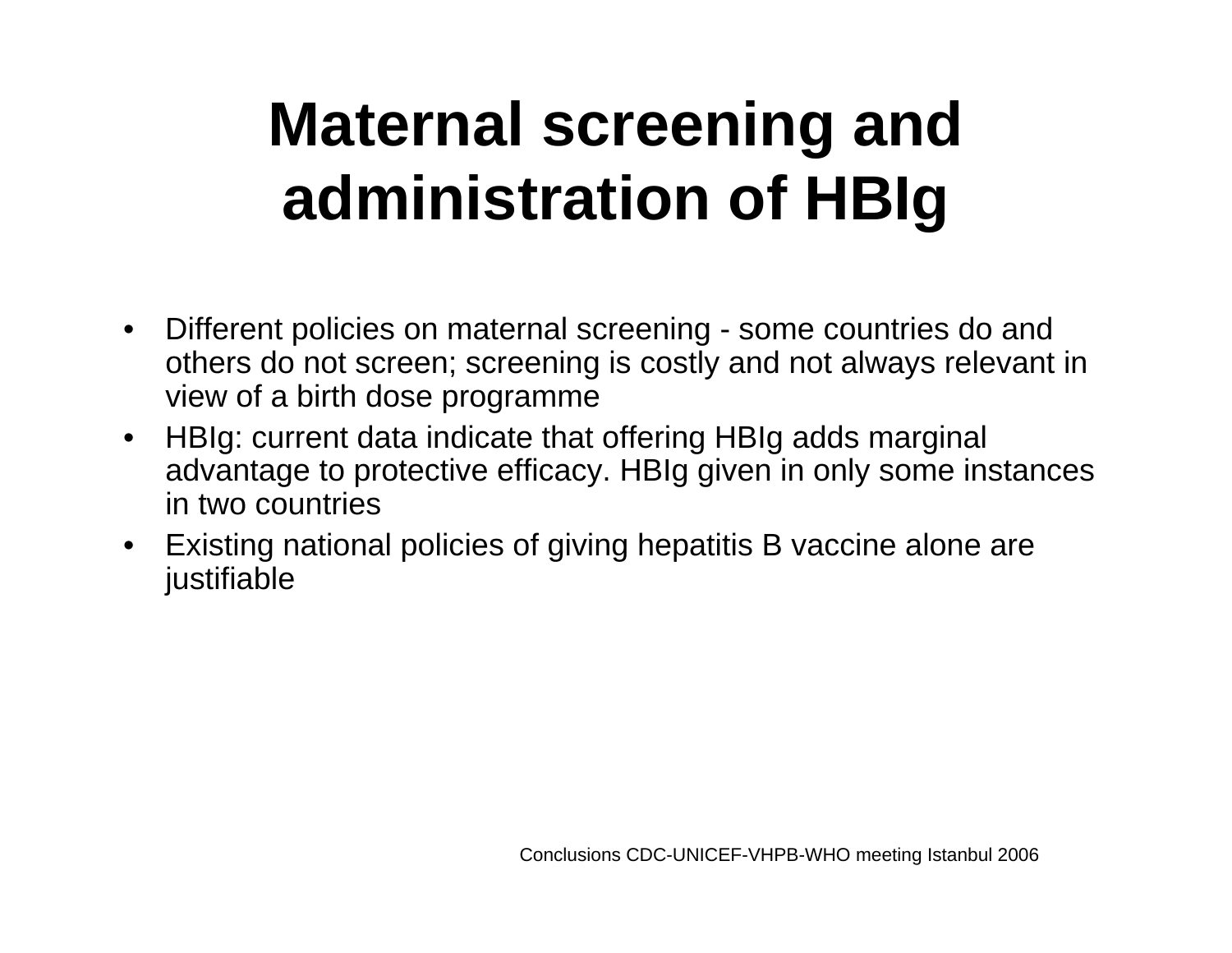# Maternal screening and administration of HBIg

- Different policies on maternal screening - some countries do and others do not screen; screening is costly and not always relevant in view of a birth dose programme
- HBIg: current data indicate that offering HBIg adds marginal advantage to protective efficacy. HBIg given in only some instances in two countries
- Existing national policies of giving hepatitis B vaccine alone are justifiable

Conclusions CDC-UNICEF-VHPB-WHO meeting Istanbul 2006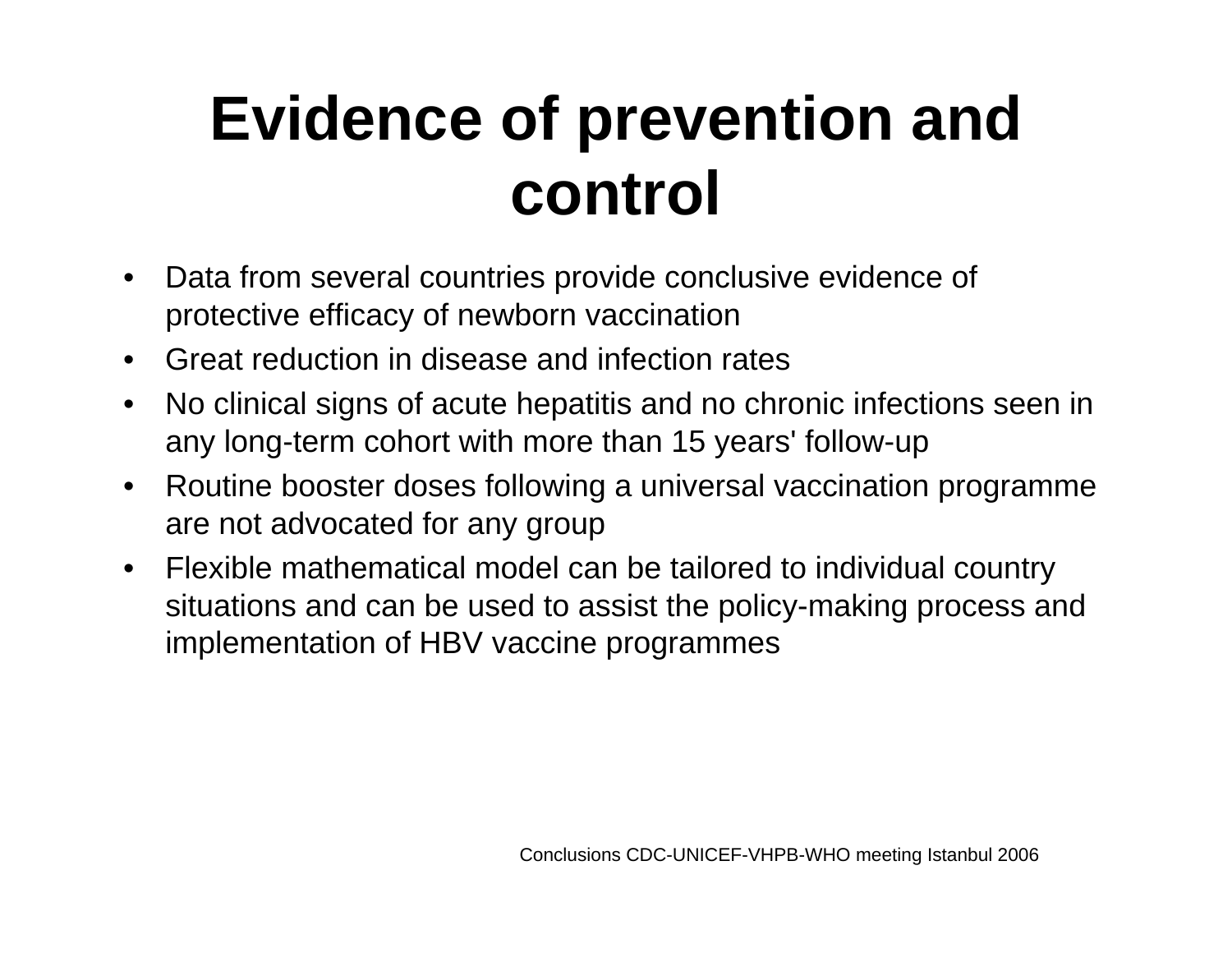# Evidence of prevention and control

- Data from several countries provide conclusive evidence of protective efficacy of newborn vaccination
- Great reduction in disease and infection rates
- No clinical signs of acute hepatitis and no chronic infections seen in any long-term cohort with more than 15 years' follow-up
- Routine booster doses following a universal vaccination programme are not advocated for any group
- Flexible mathematical model can be tailored to individual country situations and can be used to assist the policy-making process and implementation of HBV vaccine programmes

Conclusions CDC-UNICEF-VHPB-WHO meeting Istanbul 2006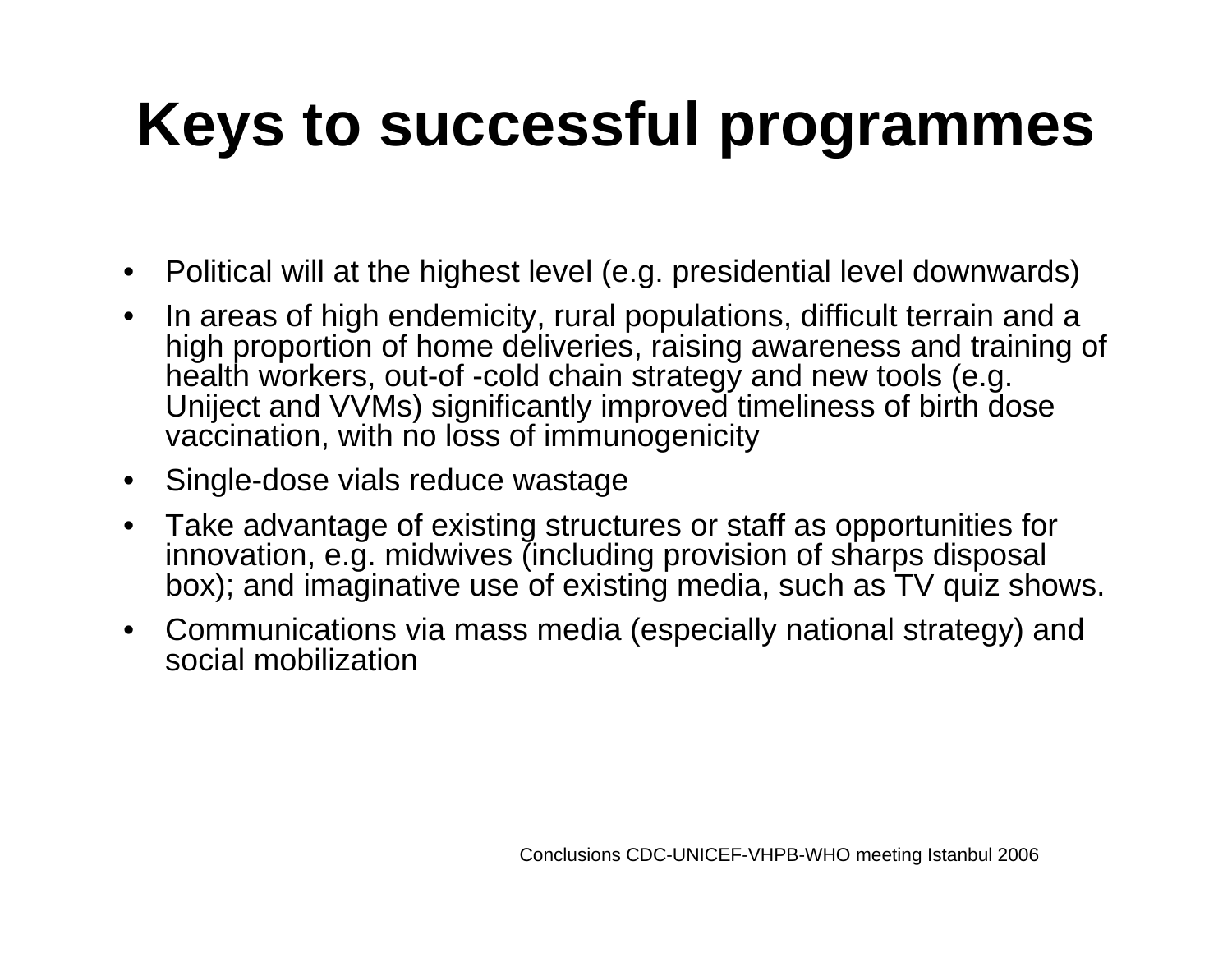# Keys to successful programmes

- Political will at the highest level (e.g. presidential level downwards)
- In areas of high endemicity, rural populations, difficult terrain and a high proportion of home deliveries, raising awareness and training of health workers, out-of -cold chain strategy and new tools (e.g. Uniject and VVMs) significantly improved timeliness of birth dose vaccination, with no loss of immunogenicity
- Single-dose vials reduce wastage
- Take advantage of existing structures or staff as opportunities for innovation, e.g. midwives (including provision of sharps disposal box); and imaginative use of existing media, such as TV quiz shows.
- Communications via mass media (especially national strategy) and social mobilization

Conclusions CDC-UNICEF-VHPB-WHO meeting Istanbul 2006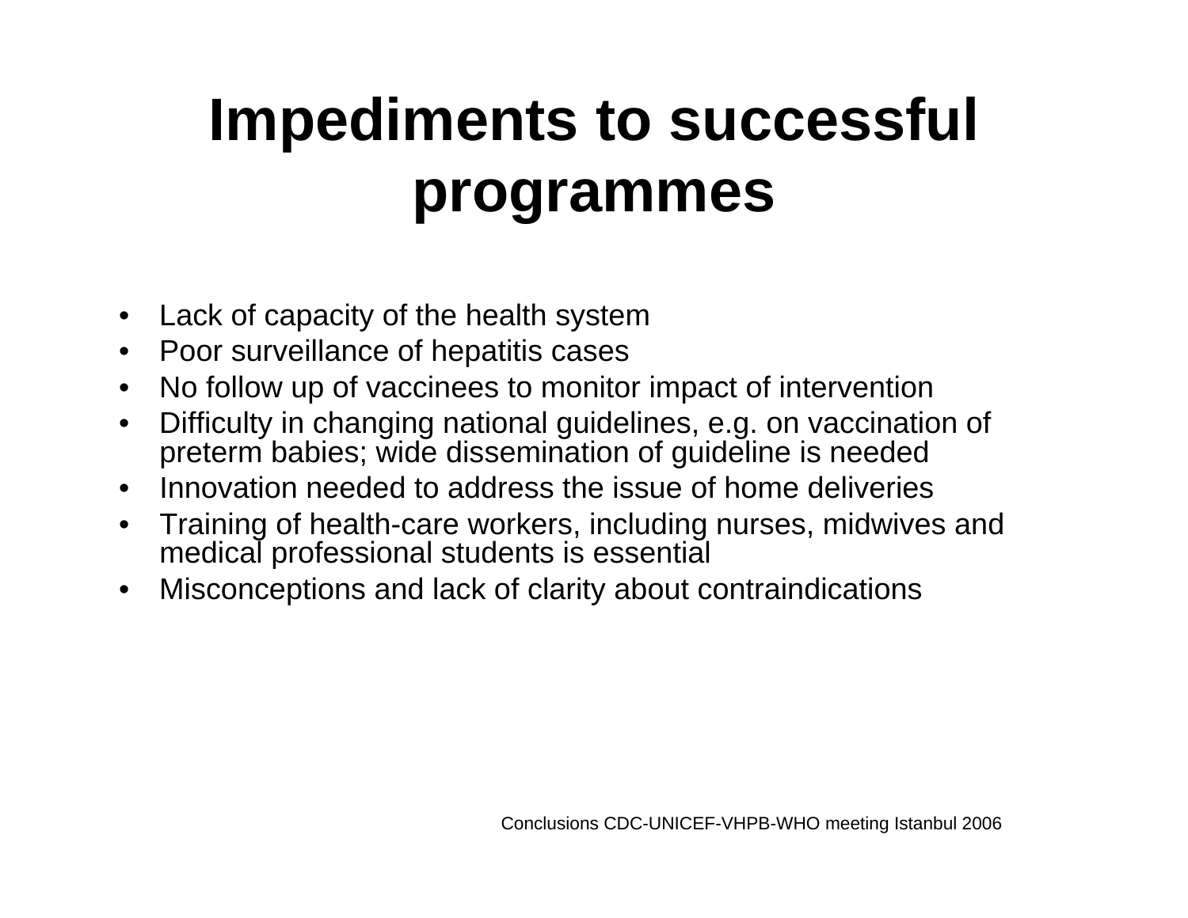# Impediments to successful programmes

- Lack of capacity of the health system
- Poor surveillance of hepatitis cases
- No follow up of vaccinees to monitor impact of intervention
- Difficulty in changing national guidelines, e.g. on vaccination of preterm babies; wide dissemination of guideline is needed
- Innovation needed to address the issue of home deliveries
- Training of health-care workers, including nurses, midwives and medical professional students is essential
- Misconceptions and lack of clarity about contraindications

Conclusions CDC-UNICEF-VHPB-WHO meeting Istanbul 2006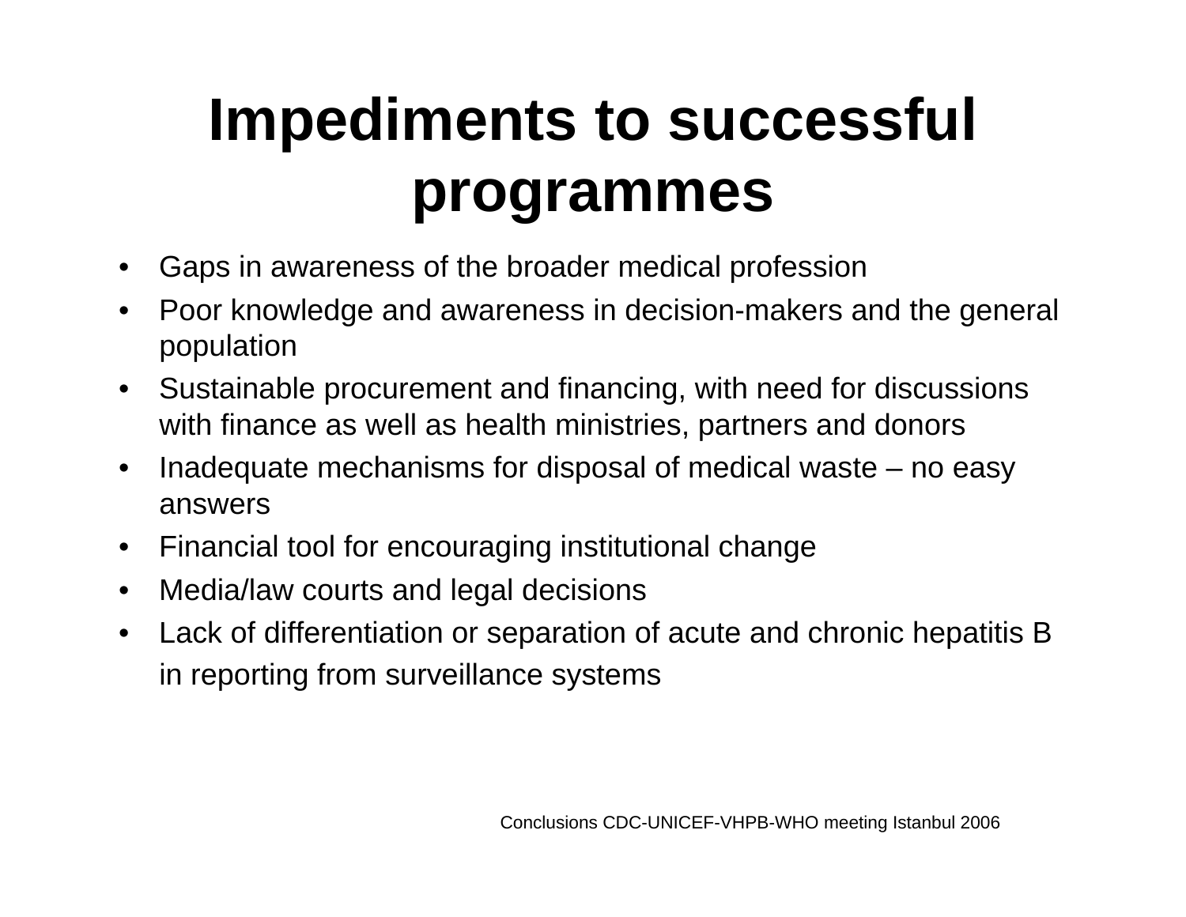# Impediments to successful programmes

- Gaps in awareness of the broader medical profession
- Poor knowledge and awareness in decision-makers and the general population
- Sustainable procurement and financing, with need for discussions with finance as well as health ministries, partners and donors
- Inadequate mechanisms for disposal of medical waste – no easy answers
- Financial tool for encouraging institutional change
- Media/law courts and legal decisions
- Lack of differentiation or separation of acute and chronic hepatitis B in reporting from surveillance systems

Conclusions CDC-UNICEF-VHPB-WHO meeting Istanbul 2006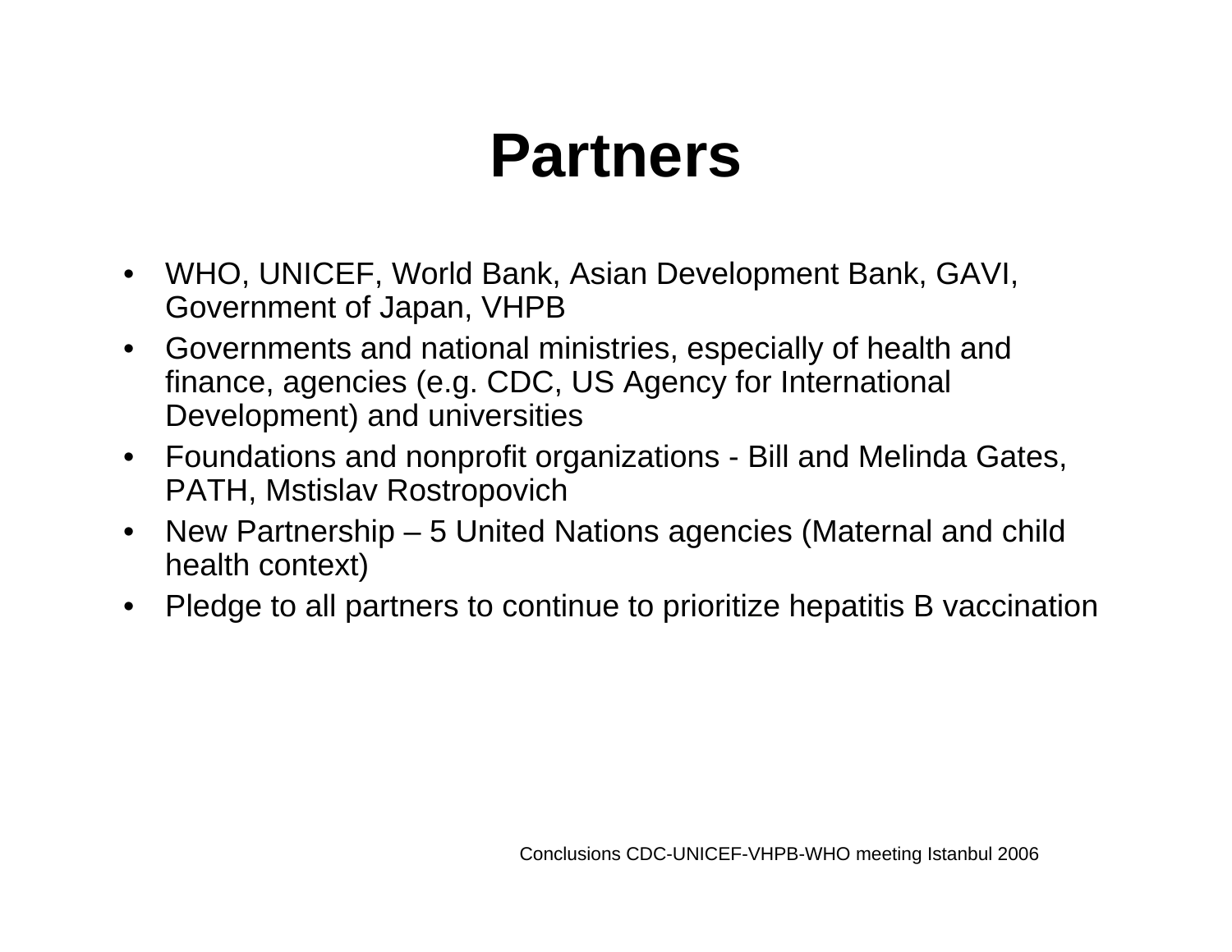# Partners

- WHO, UNICEF, World Bank, Asian Development Bank, GAVI, Government of Japan, VHPB
- Governments and national ministries, especially of health and finance, agencies (e.g. CDC, US Agency for International Development) and universities
- Foundations and nonprofit organizations - Bill and Melinda Gates, PATH, Mstislav Rostropovich
- New Partnership – 5 United Nations agencies (Maternal and child health context)
- Pledge to all partners to continue to prioritize hepatitis B vaccination

Conclusions CDC-UNICEF-VHPB-WHO meeting Istanbul 2006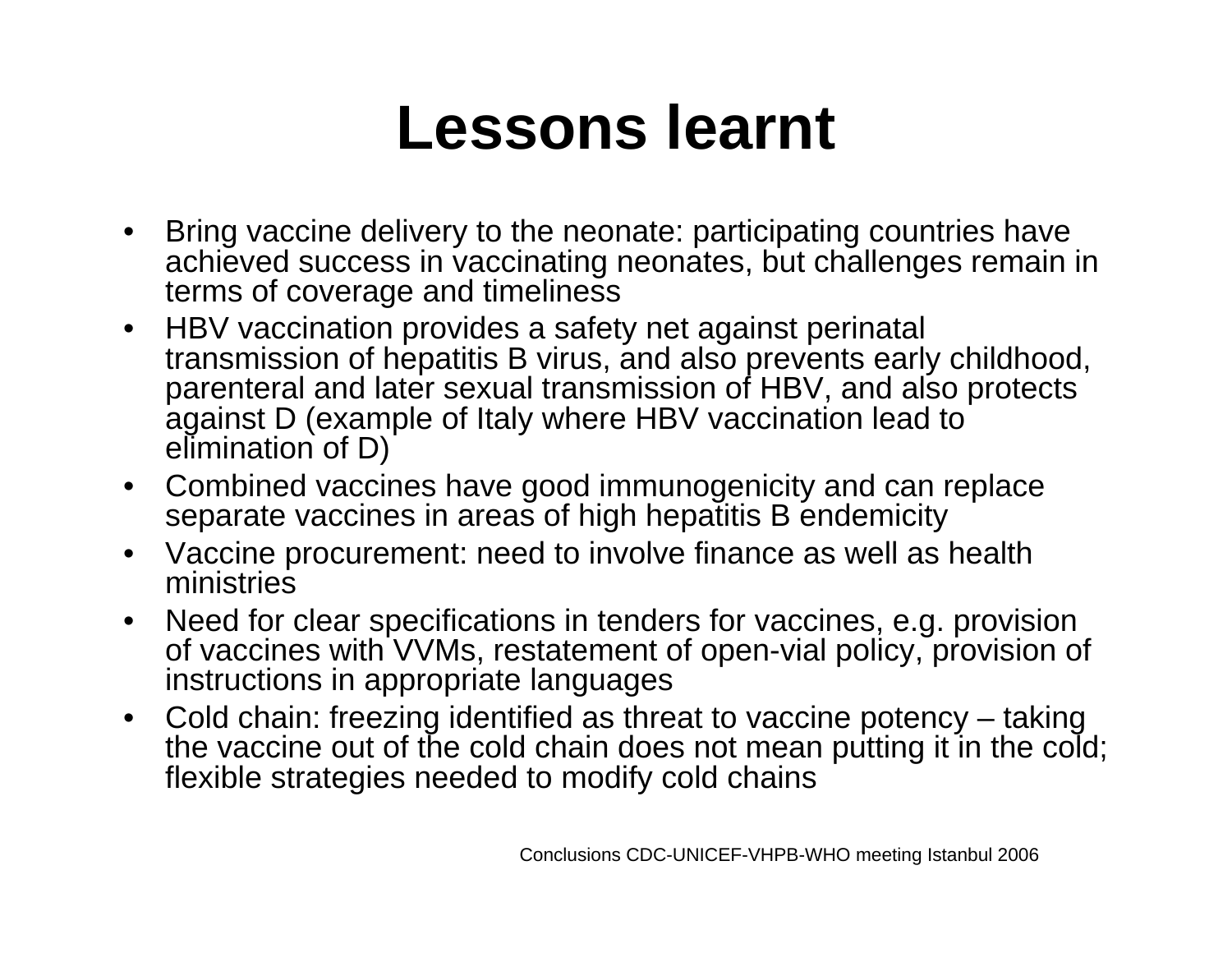# Lessons learnt

- Bring vaccine delivery to the neonate: participating countries have achieved success in vaccinating neonates, but challenges remain in terms of coverage and timeliness
- HBV vaccination provides a safety net against perinatal transmission of hepatitis B virus, and also prevents early childhood, parenteral and later sexual transmission of HBV, and also protects against D (example of Italy where HBV vaccination lead to elimination of D)
- Combined vaccines have good immunogenicity and can replace separate vaccines in areas of high hepatitis B endemicity
- Vaccine procurement: need to involve finance as well as health ministries
- Need for clear specifications in tenders for vaccines, e.g. provision of vaccines with VVMs, restatement of open-vial policy, provision of instructions in appropriate languages
- Cold chain: freezing identified as threat to vaccine potency – taking the vaccine out of the cold chain does not mean putting it in the cold; flexible strategies needed to modify cold chains

Conclusions CDC-UNICEF-VHPB-WHO meeting Istanbul 2006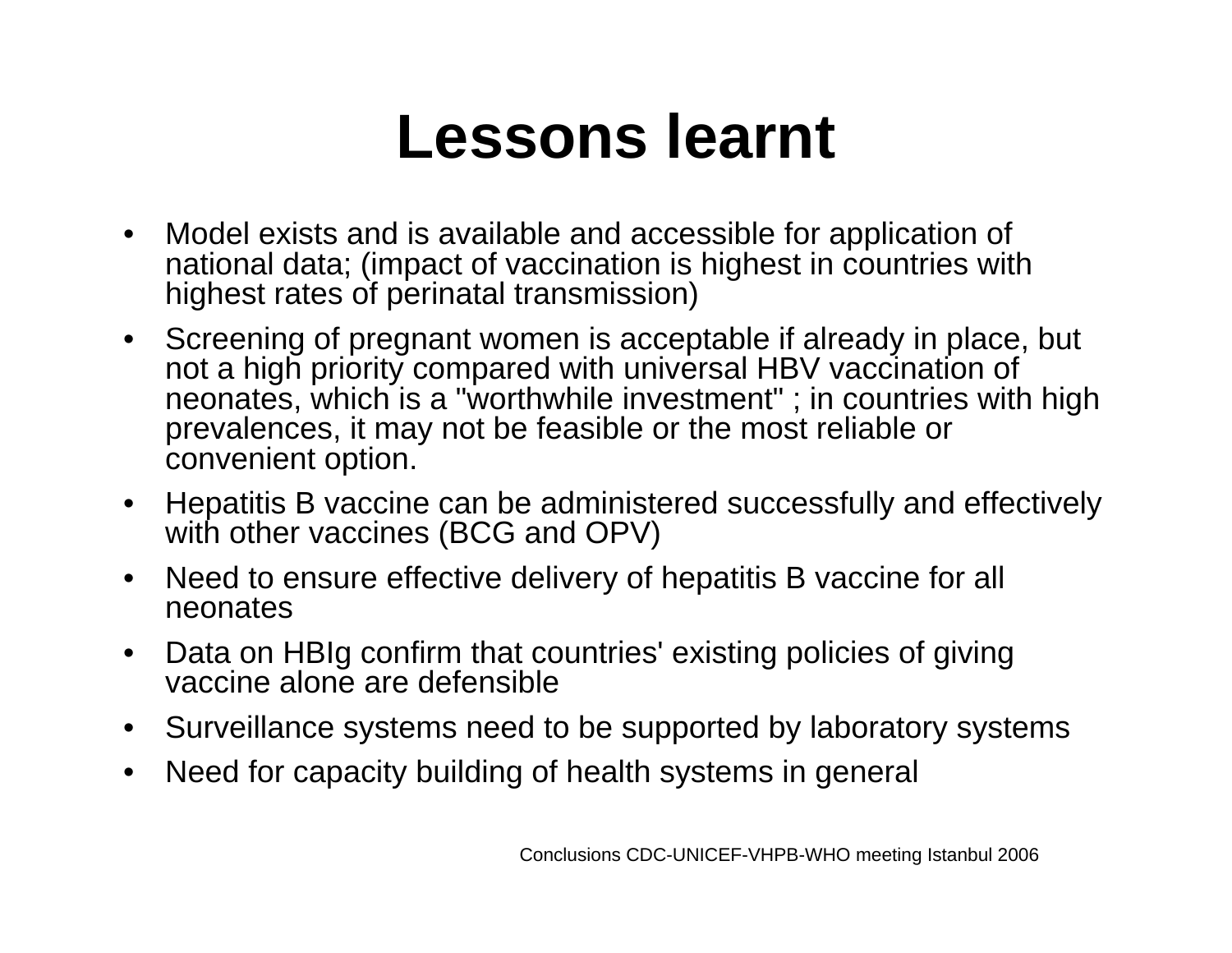# Lessons learnt

- Model exists and is available and accessible for application of national data; (impact of vaccination is highest in countries with highest rates of perinatal transmission)
- Screening of pregnant women is acceptable if already in place, but not a high priority compared with universal HBV vaccination of neonates, which is a "worthwhile investment" ; in countries with high prevalences, it may not be feasible or the most reliable or convenient option.
- Hepatitis B vaccine can be administered successfully and effectively with other vaccines (BCG and OPV)
- Need to ensure effective delivery of hepatitis B vaccine for all neonates
- Data on HBIg confirm that countries' existing policies of giving vaccine alone are defensible
- Surveillance systems need to be supported by laboratory systems
- Need for capacity building of health systems in general

Conclusions CDC-UNICEF-VHPB-WHO meeting Istanbul 2006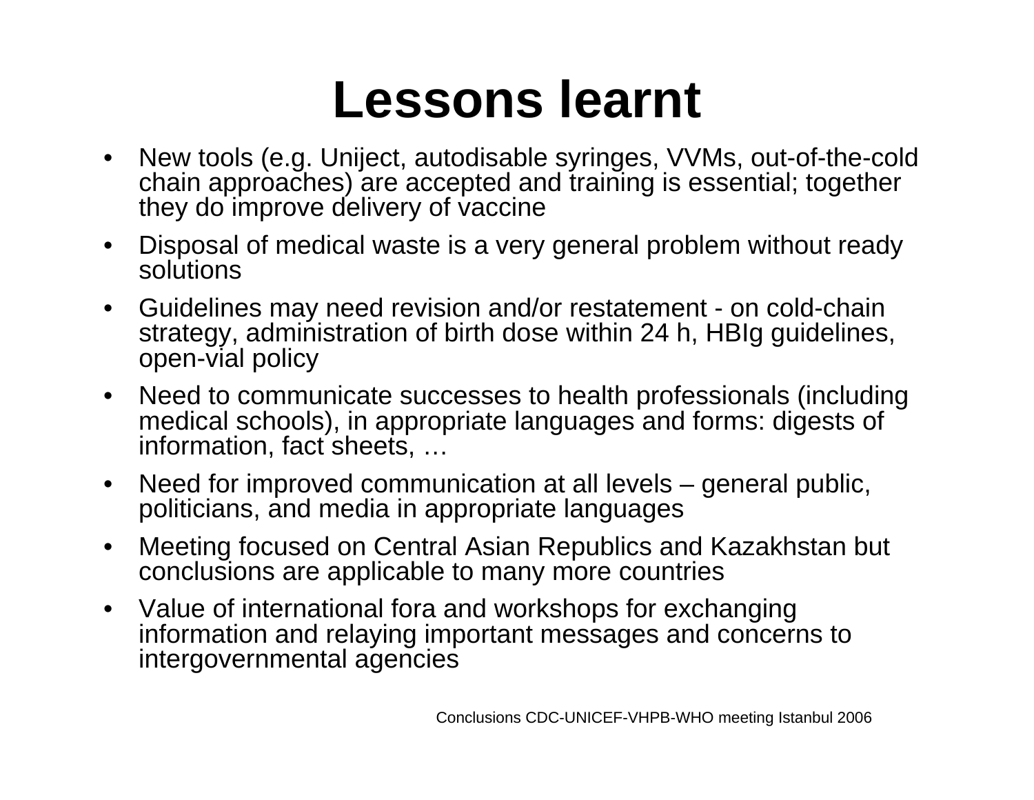# Lessons learnt

- New tools (e.g. Uniject, autodisable syringes, VVMs, out-of-the-cold chain approaches) are accepted and training is essential; together they do improve delivery of vaccine
- Disposal of medical waste is a very general problem without ready solutions
- Guidelines may need revision and/or restatement - on cold-chain strategy, administration of birth dose within 24 h, HBIg guidelines, open-vial policy
- Need to communicate successes to health professionals (including medical schools), in appropriate languages and forms: digests of information, fact sheets, …
- Need for improved communication at all levels – general public, politicians, and media in appropriate languages
- Meeting focused on Central Asian Republics and Kazakhstan but conclusions are applicable to many more countries
- Value of international fora and workshops for exchanging information and relaying important messages and concerns to intergovernmental agencies

Conclusions CDC-UNICEF-VHPB-WHO meeting Istanbul 2006